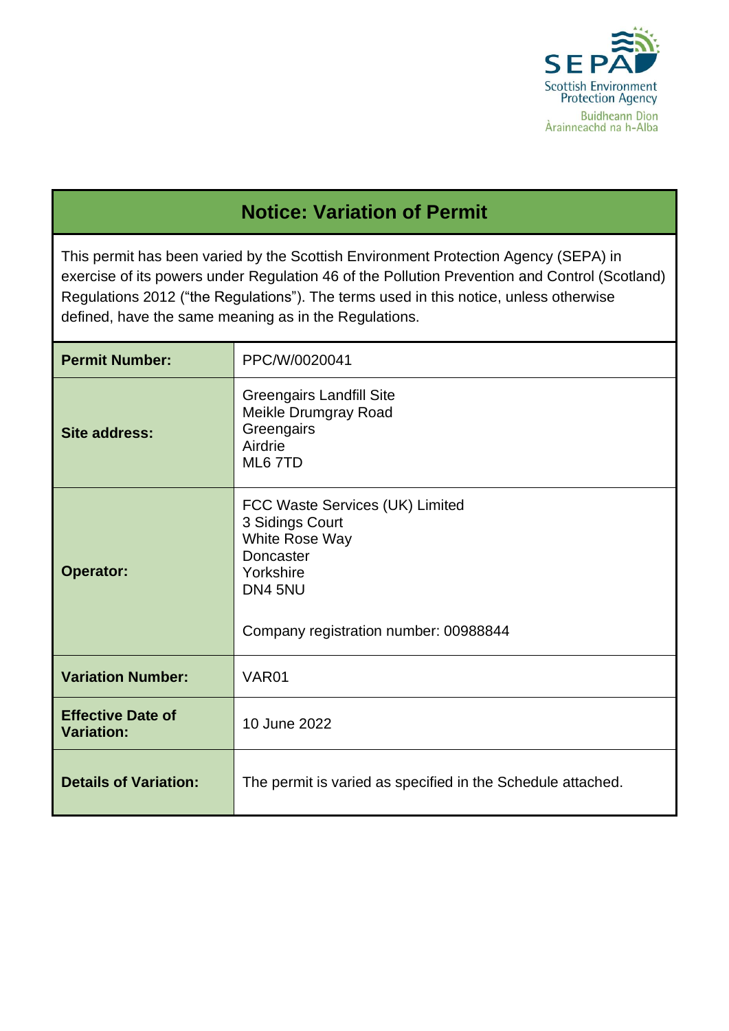# Notice: Variation of Permit

This permit has been varied by the Scottish Environment Protection Agency (SEPA) in exercise of its powers under Regulation 46 of the Pollution Prevention and Control (Scotland) Regulations 2012 ("the Regulations"). The terms used in this notice, unless otherwise defined, have the same meaning as in the Regulations.

| | |
|---|---|
| **Permit Number:** | PPC/W/0020041 |
| **Site address:** | Greengairs Landfill Site<br>Meikle Drumgray Road<br>Greengairs<br>Airdrie<br>ML6 7TD |
| **Operator:** | FCC Waste Services (UK) Limited<br>3 Sidings Court<br>White Rose Way<br>Doncaster<br>Yorkshire<br>DN4 5NU<br><br>Company registration number: 00988844 |
| **Variation Number:** | VAR01 |
| **Effective Date of Variation:** | 10 June 2022 |
| **Details of Variation:** | The permit is varied as specified in the Schedule attached. |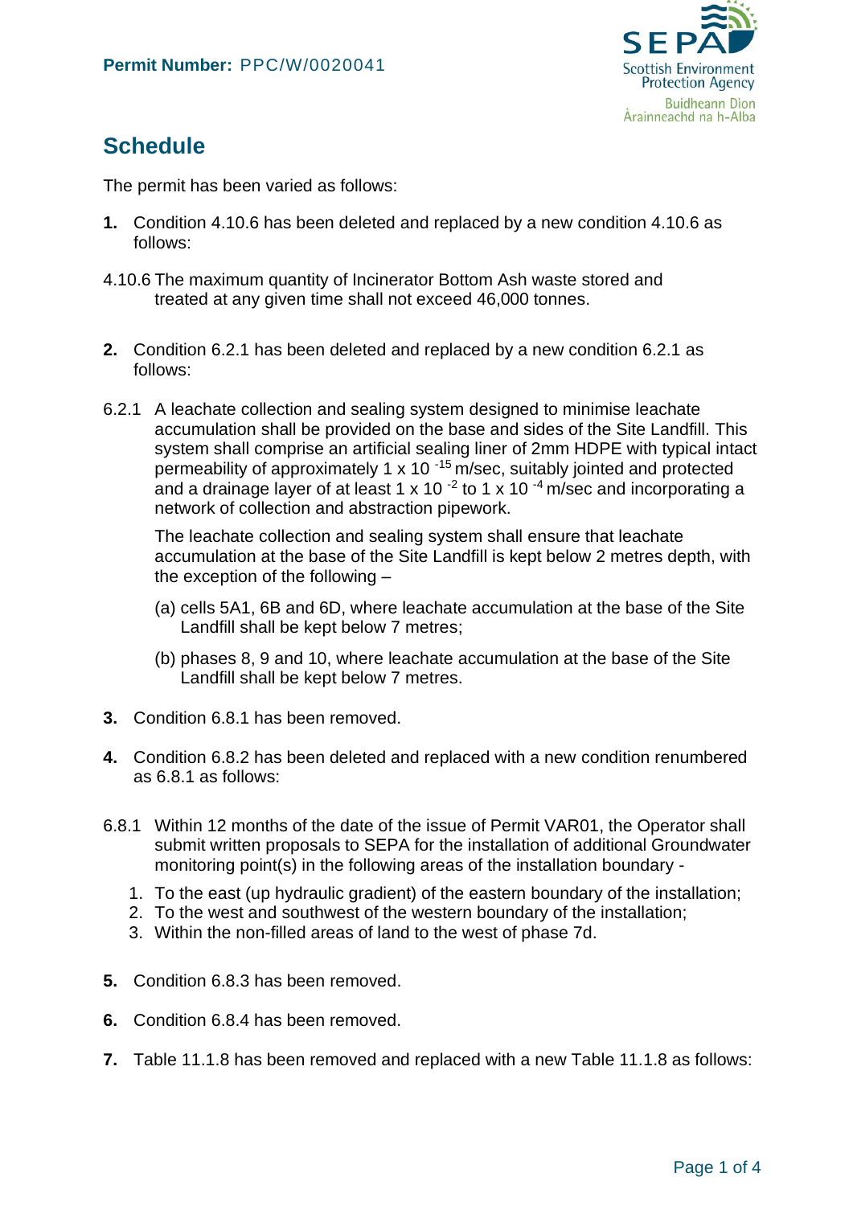**Permit Number:** PPC/W/0020041

## Schedule

The permit has been varied as follows:

**1.** Condition 4.10.6 has been deleted and replaced by a new condition 4.10.6 as follows:

4.10.6 The maximum quantity of Incinerator Bottom Ash waste stored and treated at any given time shall not exceed 46,000 tonnes.

**2.** Condition 6.2.1 has been deleted and replaced by a new condition 6.2.1 as follows:

6.2.1 A leachate collection and sealing system designed to minimise leachate accumulation shall be provided on the base and sides of the Site Landfill. This system shall comprise an artificial sealing liner of 2mm HDPE with typical intact permeability of approximately $1 \times 10^{-15}$ m/sec, suitably jointed and protected and a drainage layer of at least $1 \times 10^{-2}$ to $1 \times 10^{-4}$ m/sec and incorporating a network of collection and abstraction pipework.

The leachate collection and sealing system shall ensure that leachate accumulation at the base of the Site Landfill is kept below 2 metres depth, with the exception of the following –

(a) cells 5A1, 6B and 6D, where leachate accumulation at the base of the Site Landfill shall be kept below 7 metres;

(b) phases 8, 9 and 10, where leachate accumulation at the base of the Site Landfill shall be kept below 7 metres.

**3.** Condition 6.8.1 has been removed.

**4.** Condition 6.8.2 has been deleted and replaced with a new condition renumbered as 6.8.1 as follows:

6.8.1 Within 12 months of the date of the issue of Permit VAR01, the Operator shall submit written proposals to SEPA for the installation of additional Groundwater monitoring point(s) in the following areas of the installation boundary -

1. To the east (up hydraulic gradient) of the eastern boundary of the installation;
2. To the west and southwest of the western boundary of the installation;
3. Within the non-filled areas of land to the west of phase 7d.

**5.** Condition 6.8.3 has been removed.

**6.** Condition 6.8.4 has been removed.

**7.** Table 11.1.8 has been removed and replaced with a new Table 11.1.8 as follows: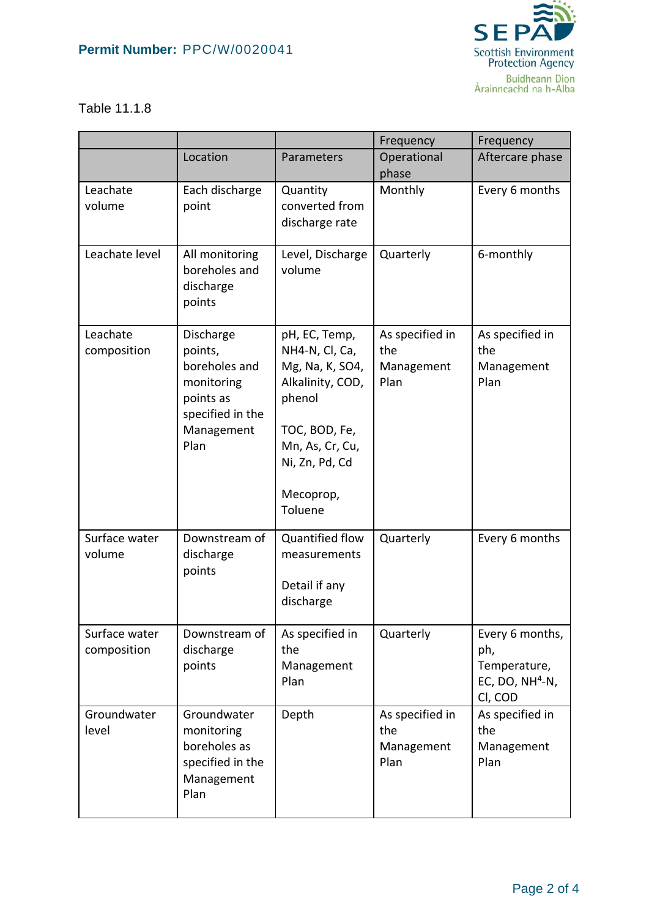Table 11.1.8

| | Location | Parameters | Frequency Operational phase | Frequency Aftercare phase |
|---|---|---|---|---|
| Leachate volume | Each discharge point | Quantity converted from discharge rate | Monthly | Every 6 months |
| Leachate level | All monitoring boreholes and discharge points | Level, Discharge volume | Quarterly | 6-monthly |
| Leachate composition | Discharge points, boreholes and monitoring points as specified in the Management Plan | pH, EC, Temp, NH4-N, Cl, Ca, Mg, Na, K, SO4, Alkalinity, COD, phenol<br><br>TOC, BOD, Fe, Mn, As, Cr, Cu, Ni, Zn, Pd, Cd<br><br>Mecoprop, Toluene | As specified in the Management Plan | As specified in the Management Plan |
| Surface water volume | Downstream of discharge points | Quantified flow measurements<br><br>Detail if any discharge | Quarterly | Every 6 months |
| Surface water composition | Downstream of discharge points | As specified in the Management Plan | Quarterly | Every 6 months, ph, Temperature, EC, DO, $NH^4$-N, Cl, COD |
| Groundwater level | Groundwater monitoring boreholes as specified in the Management Plan | Depth | As specified in the Management Plan | As specified in the Management Plan |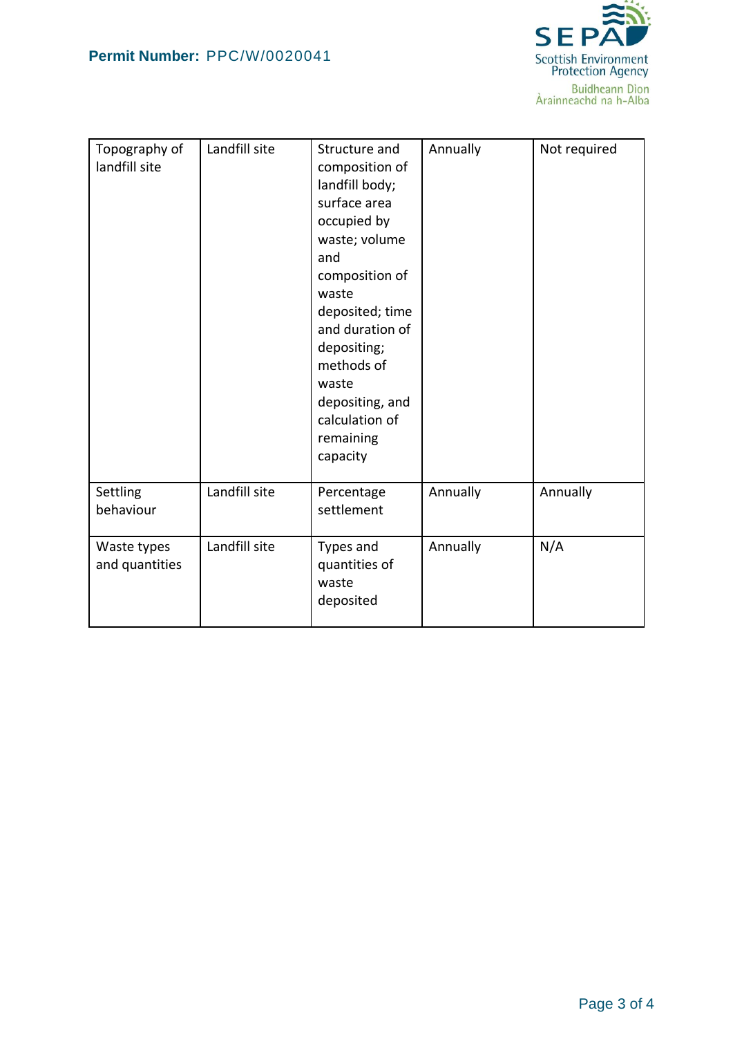| | | | | |
|---|---|---|---|---|
| Topography of landfill site | Landfill site | Structure and composition of landfill body; surface area occupied by waste; volume and composition of waste deposited; time and duration of depositing; methods of waste depositing, and calculation of remaining capacity | Annually | Not required |
| Settling behaviour | Landfill site | Percentage settlement | Annually | Annually |
| Waste types and quantities | Landfill site | Types and quantities of waste deposited | Annually | N/A |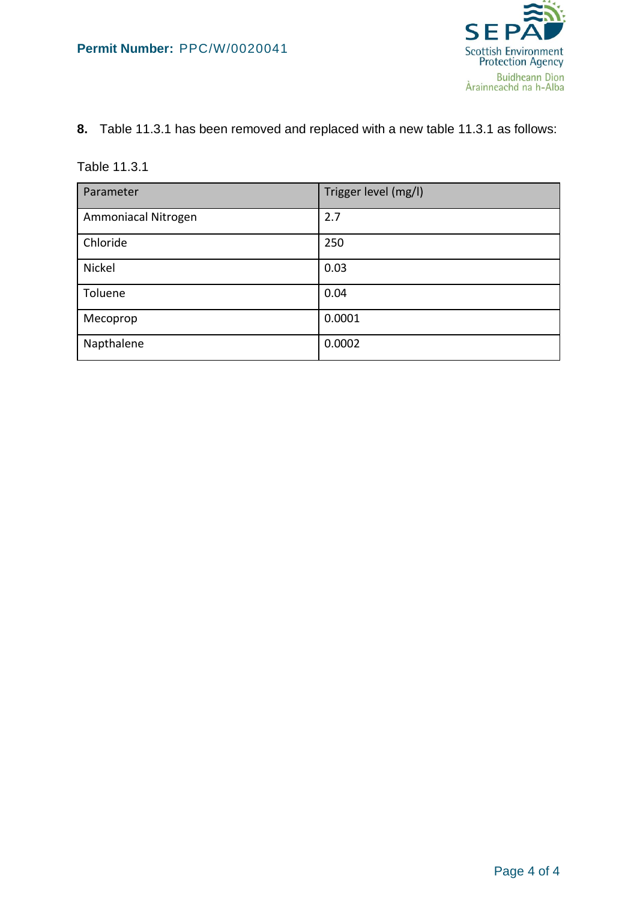**8.** Table 11.3.1 has been removed and replaced with a new table 11.3.1 as follows:

Table 11.3.1

| Parameter | Trigger level (mg/l) |
|---|---|
| Ammoniacal Nitrogen | 2.7 |
| Chloride | 250 |
| Nickel | 0.03 |
| Toluene | 0.04 |
| Mecoprop | 0.0001 |
| Napthalene | 0.0002 |